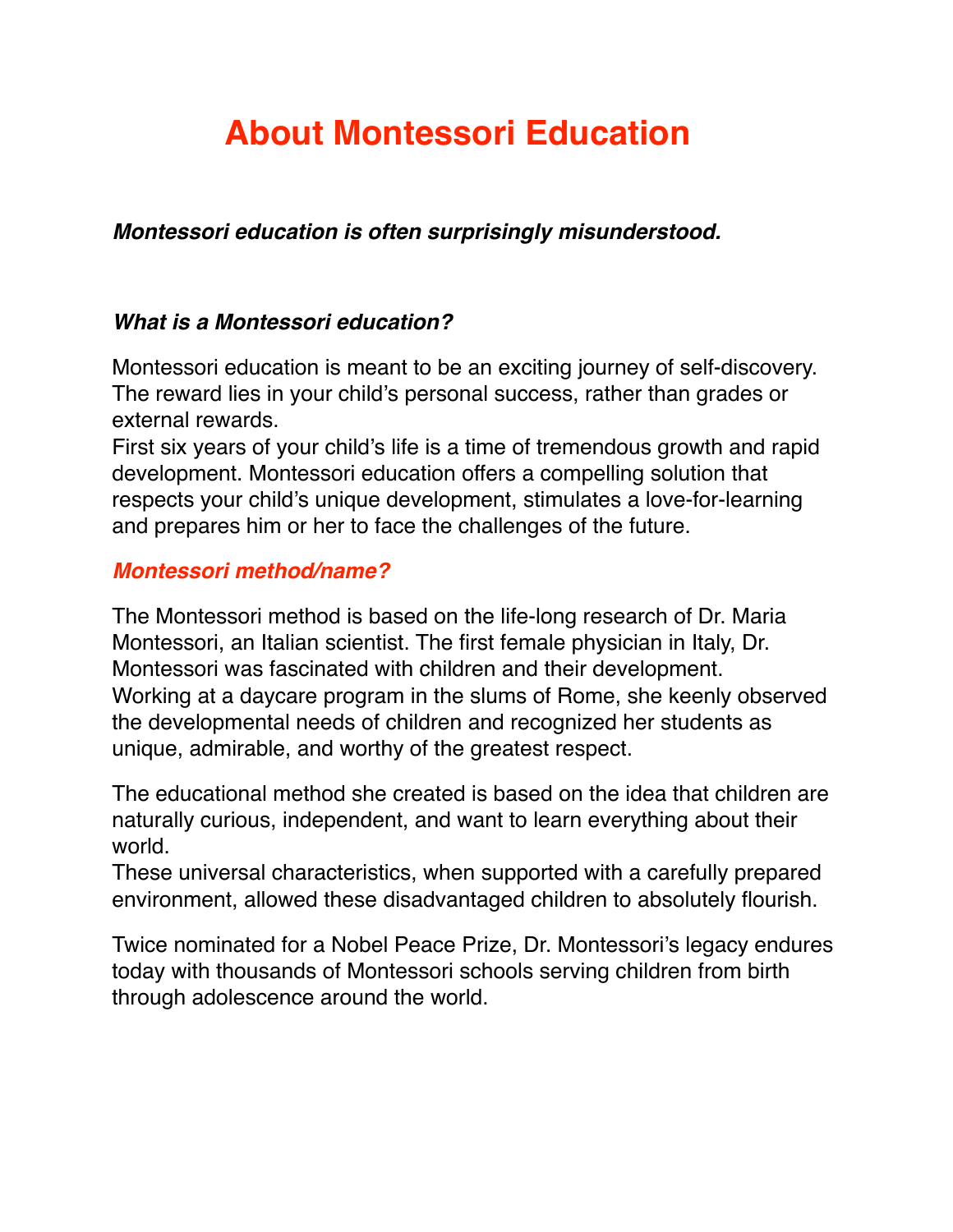# About Montessori Education

***Montessori education is often surprisingly misunderstood.***

### *What is a Montessori education?*

Montessori education is meant to be an exciting journey of self-discovery. The reward lies in your child's personal success, rather than grades or external rewards.
First six years of your child's life is a time of tremendous growth and rapid development. Montessori education offers a compelling solution that respects your child's unique development, stimulates a love-for-learning and prepares him or her to face the challenges of the future.

### *Montessori method/name?*

The Montessori method is based on the life-long research of Dr. Maria Montessori, an Italian scientist. The first female physician in Italy, Dr. Montessori was fascinated with children and their development.
Working at a daycare program in the slums of Rome, she keenly observed the developmental needs of children and recognized her students as unique, admirable, and worthy of the greatest respect.

The educational method she created is based on the idea that children are naturally curious, independent, and want to learn everything about their world.
These universal characteristics, when supported with a carefully prepared environment, allowed these disadvantaged children to absolutely flourish.

Twice nominated for a Nobel Peace Prize, Dr. Montessori's legacy endures today with thousands of Montessori schools serving children from birth through adolescence around the world.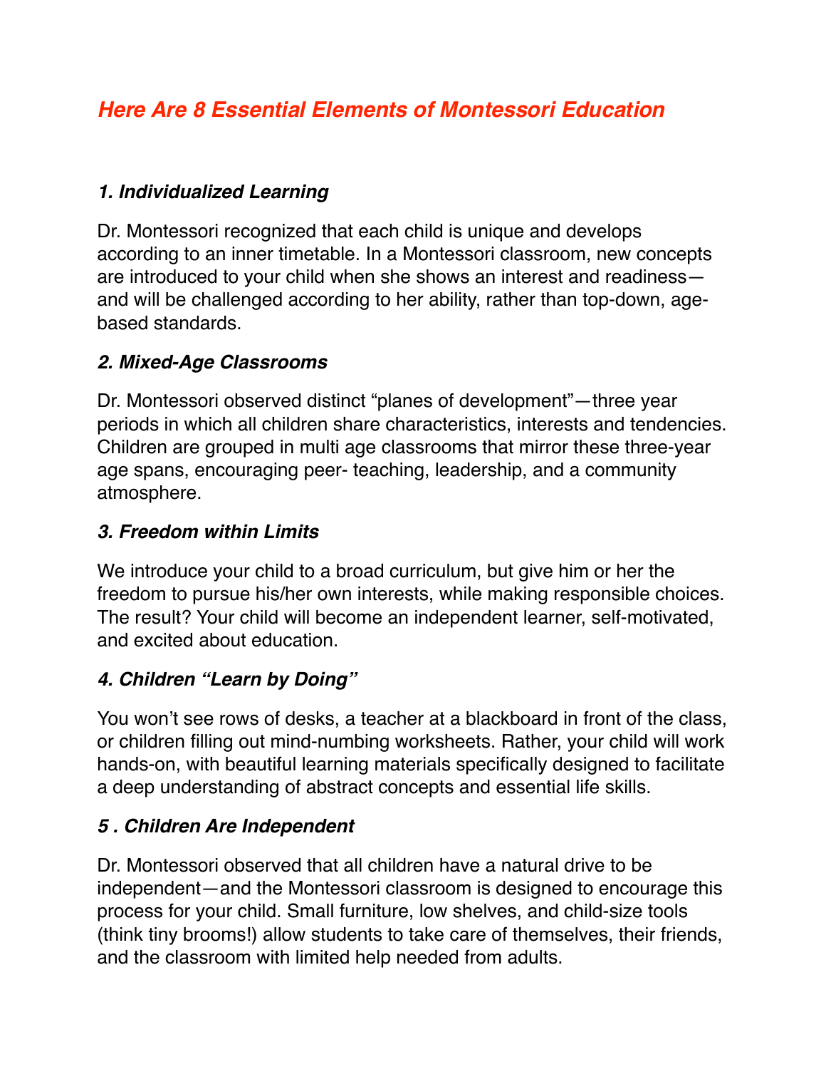## *Here Are 8 Essential Elements of Montessori Education*

### *1. Individualized Learning*

Dr. Montessori recognized that each child is unique and develops according to an inner timetable. In a Montessori classroom, new concepts are introduced to your child when she shows an interest and readiness—and will be challenged according to her ability, rather than top-down, age-based standards.

### *2. Mixed-Age Classrooms*

Dr. Montessori observed distinct "planes of development"—three year periods in which all children share characteristics, interests and tendencies. Children are grouped in multi age classrooms that mirror these three-year age spans, encouraging peer- teaching, leadership, and a community atmosphere.

### *3. Freedom within Limits*

We introduce your child to a broad curriculum, but give him or her the freedom to pursue his/her own interests, while making responsible choices. The result? Your child will become an independent learner, self-motivated, and excited about education.

### *4. Children "Learn by Doing"*

You won't see rows of desks, a teacher at a blackboard in front of the class, or children filling out mind-numbing worksheets. Rather, your child will work hands-on, with beautiful learning materials specifically designed to facilitate a deep understanding of abstract concepts and essential life skills.

### *5 . Children Are Independent*

Dr. Montessori observed that all children have a natural drive to be independent—and the Montessori classroom is designed to encourage this process for your child. Small furniture, low shelves, and child-size tools (think tiny brooms!) allow students to take care of themselves, their friends, and the classroom with limited help needed from adults.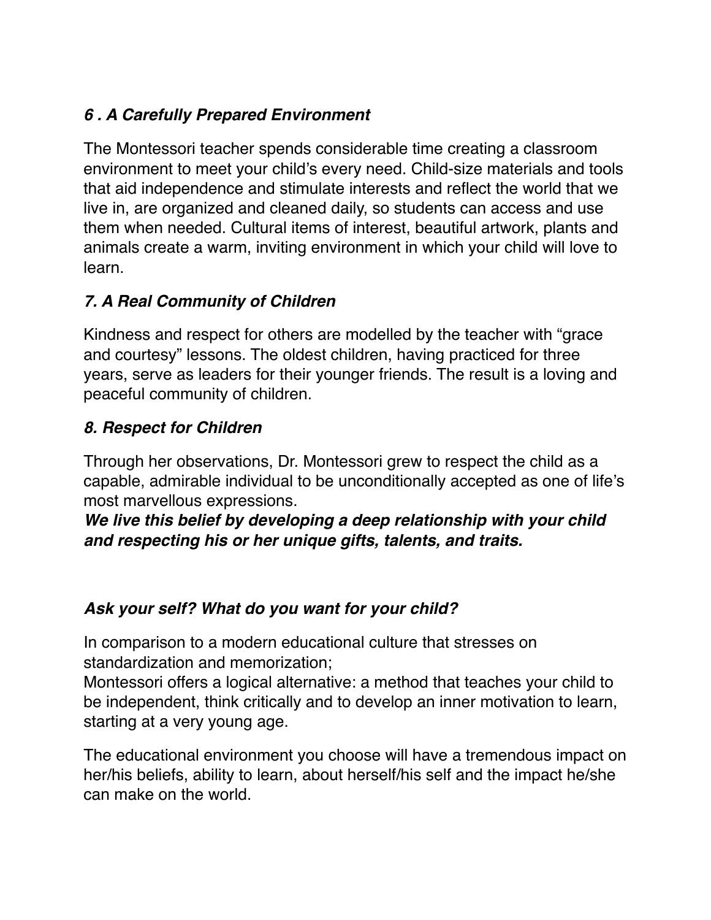### *6 . A Carefully Prepared Environment*

The Montessori teacher spends considerable time creating a classroom environment to meet your child's every need. Child-size materials and tools that aid independence and stimulate interests and reflect the world that we live in, are organized and cleaned daily, so students can access and use them when needed. Cultural items of interest, beautiful artwork, plants and animals create a warm, inviting environment in which your child will love to learn.

### *7. A Real Community of Children*

Kindness and respect for others are modelled by the teacher with "grace and courtesy" lessons. The oldest children, having practiced for three years, serve as leaders for their younger friends. The result is a loving and peaceful community of children.

### *8. Respect for Children*

Through her observations, Dr. Montessori grew to respect the child as a capable, admirable individual to be unconditionally accepted as one of life's most marvellous expressions.
***We live this belief by developing a deep relationship with your child and respecting his or her unique gifts, talents, and traits.***

### *Ask your self? What do you want for your child?*

In comparison to a modern educational culture that stresses on standardization and memorization;
Montessori offers a logical alternative: a method that teaches your child to be independent, think critically and to develop an inner motivation to learn, starting at a very young age.

The educational environment you choose will have a tremendous impact on her/his beliefs, ability to learn, about herself/his self and the impact he/she can make on the world.